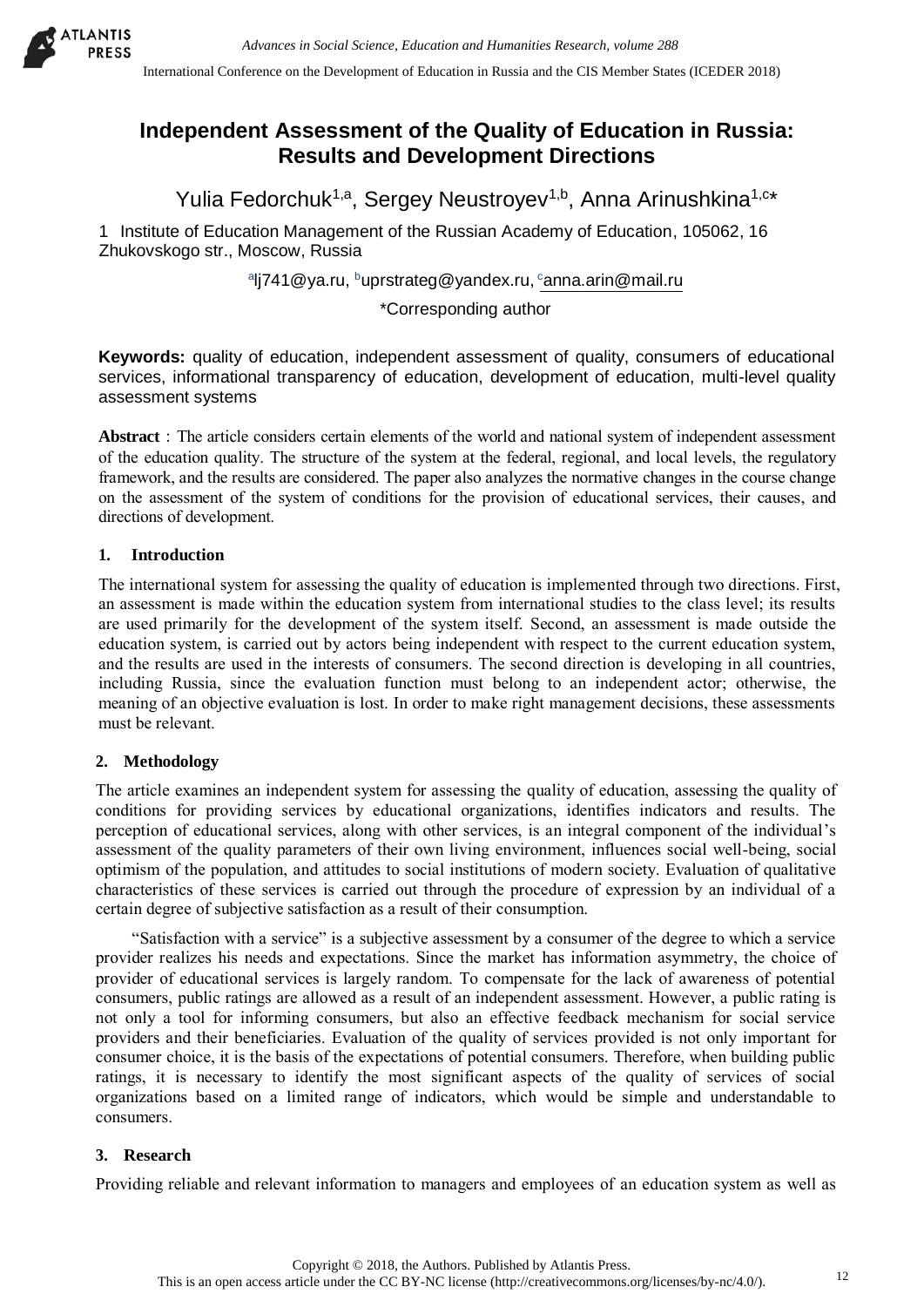# Independent Assessment of the Quality of Education in Russia: Results and Development Directions

Yulia Fedorchuk[1,a], Sergey Neustroyev[1,b], Anna Arinushkina[1,c]*

1 Institute of Education Management of the Russian Academy of Education, 105062, 16 Zhukovskogo str., Moscow, Russia

[a]lj741@ya.ru, [b]uprstrateg@yandex.ru, [c]anna.arin@mail.ru

*Corresponding author

**Keywords:** quality of education, independent assessment of quality, consumers of educational services, informational transparency of education, development of education, multi-level quality assessment systems

**Abstract**: The article considers certain elements of the world and national system of independent assessment of the education quality. The structure of the system at the federal, regional, and local levels, the regulatory framework, and the results are considered. The paper also analyzes the normative changes in the course change on the assessment of the system of conditions for the provision of educational services, their causes, and directions of development.

## 1. Introduction

The international system for assessing the quality of education is implemented through two directions. First, an assessment is made within the education system from international studies to the class level; its results are used primarily for the development of the system itself. Second, an assessment is made outside the education system, is carried out by actors being independent with respect to the current education system, and the results are used in the interests of consumers. The second direction is developing in all countries, including Russia, since the evaluation function must belong to an independent actor; otherwise, the meaning of an objective evaluation is lost. In order to make right management decisions, these assessments must be relevant.

## 2. Methodology

The article examines an independent system for assessing the quality of education, assessing the quality of conditions for providing services by educational organizations, identifies indicators and results. The perception of educational services, along with other services, is an integral component of the individual's assessment of the quality parameters of their own living environment, influences social well-being, social optimism of the population, and attitudes to social institutions of modern society. Evaluation of qualitative characteristics of these services is carried out through the procedure of expression by an individual of a certain degree of subjective satisfaction as a result of their consumption.

"Satisfaction with a service" is a subjective assessment by a consumer of the degree to which a service provider realizes his needs and expectations. Since the market has information asymmetry, the choice of provider of educational services is largely random. To compensate for the lack of awareness of potential consumers, public ratings are allowed as a result of an independent assessment. However, a public rating is not only a tool for informing consumers, but also an effective feedback mechanism for social service providers and their beneficiaries. Evaluation of the quality of services provided is not only important for consumer choice, it is the basis of the expectations of potential consumers. Therefore, when building public ratings, it is necessary to identify the most significant aspects of the quality of services of social organizations based on a limited range of indicators, which would be simple and understandable to consumers.

## 3. Research

Providing reliable and relevant information to managers and employees of an education system as well as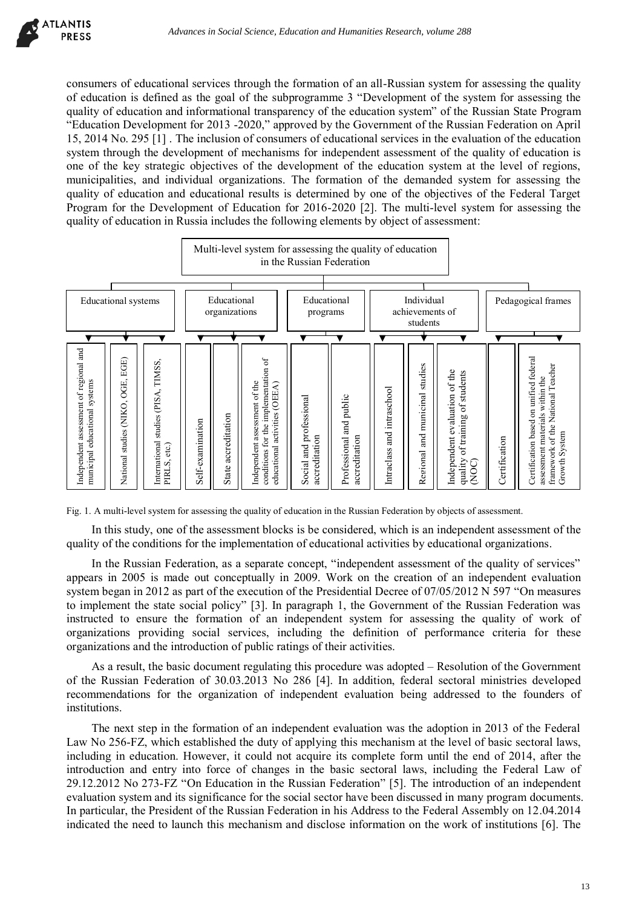consumers of educational services through the formation of an all-Russian system for assessing the quality of education is defined as the goal of the subprogramme 3 "Development of the system for assessing the quality of education and informational transparency of the education system" of the Russian State Program "Education Development for 2013 -2020," approved by the Government of the Russian Federation on April 15, 2014 No. 295 [1] . The inclusion of consumers of educational services in the evaluation of the education system through the development of mechanisms for independent assessment of the quality of education is one of the key strategic objectives of the development of the education system at the level of regions, municipalities, and individual organizations. The formation of the demanded system for assessing the quality of education and educational results is determined by one of the objectives of the Federal Target Program for the Development of Education for 2016-2020 [2]. The multi-level system for assessing the quality of education in Russia includes the following elements by object of assessment:

**Multi-level system for assessing the quality of education in the Russian Federation**

- **Educational systems**
  - Independent assessment of regional and municipal educational systems
  - National studies (NIKO, OGE, EGE)
  - International studies (PISA, TIMSS, PIRLS, etc.)
- **Educational organizations**
  - Self-examination
  - State accreditation
  - Independent assessment of the conditions for the implementation of educational activities (OEEA)
- **Educational programs**
  - Social and professional accreditation
  - Professional and public accreditation
- **Individual achievements of students**
  - Intraclass and intraschool
  - Regional and municipal studies
  - Independent evaluation of the quality of training of students (NOC)
- **Pedagogical frames**
  - Certification
  - Certification based on unified federal assessment materials within the framework of the National Teacher Growth System

Fig. 1. A multi-level system for assessing the quality of education in the Russian Federation by objects of assessment.

In this study, one of the assessment blocks is be considered, which is an independent assessment of the quality of the conditions for the implementation of educational activities by educational organizations.

In the Russian Federation, as a separate concept, "independent assessment of the quality of services" appears in 2005 is made out conceptually in 2009. Work on the creation of an independent evaluation system began in 2012 as part of the execution of the Presidential Decree of 07/05/2012 N 597 "On measures to implement the state social policy" [3]. In paragraph 1, the Government of the Russian Federation was instructed to ensure the formation of an independent system for assessing the quality of work of organizations providing social services, including the definition of performance criteria for these organizations and the introduction of public ratings of their activities.

As a result, the basic document regulating this procedure was adopted – Resolution of the Government of the Russian Federation of 30.03.2013 No 286 [4]. In addition, federal sectoral ministries developed recommendations for the organization of independent evaluation being addressed to the founders of institutions.

The next step in the formation of an independent evaluation was the adoption in 2013 of the Federal Law No 256-FZ, which established the duty of applying this mechanism at the level of basic sectoral laws, including in education. However, it could not acquire its complete form until the end of 2014, after the introduction and entry into force of changes in the basic sectoral laws, including the Federal Law of 29.12.2012 No 273-FZ "On Education in the Russian Federation" [5]. The introduction of an independent evaluation system and its significance for the social sector have been discussed in many program documents. In particular, the President of the Russian Federation in his Address to the Federal Assembly on 12.04.2014 indicated the need to launch this mechanism and disclose information on the work of institutions [6]. The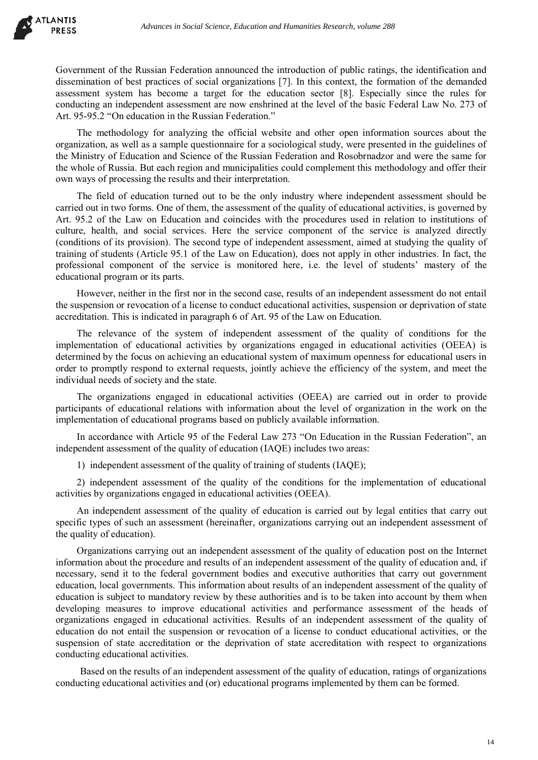Government of the Russian Federation announced the introduction of public ratings, the identification and dissemination of best practices of social organizations [7]. In this context, the formation of the demanded assessment system has become a target for the education sector [8]. Especially since the rules for conducting an independent assessment are now enshrined at the level of the basic Federal Law No. 273 of Art. 95-95.2 "On education in the Russian Federation."

The methodology for analyzing the official website and other open information sources about the organization, as well as a sample questionnaire for a sociological study, were presented in the guidelines of the Ministry of Education and Science of the Russian Federation and Rosobrnadzor and were the same for the whole of Russia. But each region and municipalities could complement this methodology and offer their own ways of processing the results and their interpretation.

The field of education turned out to be the only industry where independent assessment should be carried out in two forms. One of them, the assessment of the quality of educational activities, is governed by Art. 95.2 of the Law on Education and coincides with the procedures used in relation to institutions of culture, health, and social services. Here the service component of the service is analyzed directly (conditions of its provision). The second type of independent assessment, aimed at studying the quality of training of students (Article 95.1 of the Law on Education), does not apply in other industries. In fact, the professional component of the service is monitored here, i.e. the level of students' mastery of the educational program or its parts.

However, neither in the first nor in the second case, results of an independent assessment do not entail the suspension or revocation of a license to conduct educational activities, suspension or deprivation of state accreditation. This is indicated in paragraph 6 of Art. 95 of the Law on Education.

The relevance of the system of independent assessment of the quality of conditions for the implementation of educational activities by organizations engaged in educational activities (OEEA) is determined by the focus on achieving an educational system of maximum openness for educational users in order to promptly respond to external requests, jointly achieve the efficiency of the system, and meet the individual needs of society and the state.

The organizations engaged in educational activities (OEEA) are carried out in order to provide participants of educational relations with information about the level of organization in the work on the implementation of educational programs based on publicly available information.

In accordance with Article 95 of the Federal Law 273 "On Education in the Russian Federation", an independent assessment of the quality of education (IAQE) includes two areas:

1) independent assessment of the quality of training of students (IAQE);

2) independent assessment of the quality of the conditions for the implementation of educational activities by organizations engaged in educational activities (OEEA).

An independent assessment of the quality of education is carried out by legal entities that carry out specific types of such an assessment (hereinafter, organizations carrying out an independent assessment of the quality of education).

Organizations carrying out an independent assessment of the quality of education post on the Internet information about the procedure and results of an independent assessment of the quality of education and, if necessary, send it to the federal government bodies and executive authorities that carry out government education, local governments. This information about results of an independent assessment of the quality of education is subject to mandatory review by these authorities and is to be taken into account by them when developing measures to improve educational activities and performance assessment of the heads of organizations engaged in educational activities. Results of an independent assessment of the quality of education do not entail the suspension or revocation of a license to conduct educational activities, or the suspension of state accreditation or the deprivation of state accreditation with respect to organizations conducting educational activities.

Based on the results of an independent assessment of the quality of education, ratings of organizations conducting educational activities and (or) educational programs implemented by them can be formed.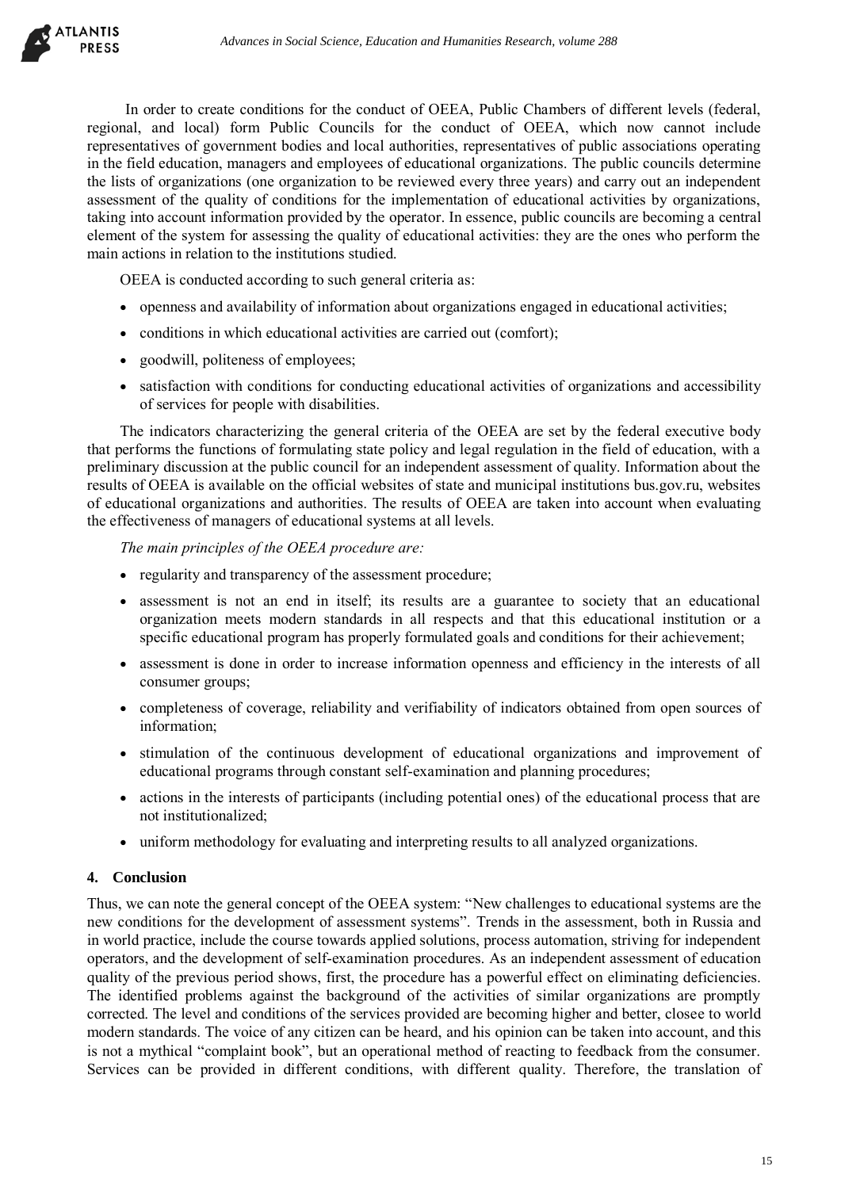In order to create conditions for the conduct of OEEA, Public Chambers of different levels (federal, regional, and local) form Public Councils for the conduct of OEEA, which now cannot include representatives of government bodies and local authorities, representatives of public associations operating in the field education, managers and employees of educational organizations. The public councils determine the lists of organizations (one organization to be reviewed every three years) and carry out an independent assessment of the quality of conditions for the implementation of educational activities by organizations, taking into account information provided by the operator. In essence, public councils are becoming a central element of the system for assessing the quality of educational activities: they are the ones who perform the main actions in relation to the institutions studied.

OEEA is conducted according to such general criteria as:

- openness and availability of information about organizations engaged in educational activities;
- conditions in which educational activities are carried out (comfort);
- goodwill, politeness of employees;
- satisfaction with conditions for conducting educational activities of organizations and accessibility of services for people with disabilities.

The indicators characterizing the general criteria of the OEEA are set by the federal executive body that performs the functions of formulating state policy and legal regulation in the field of education, with a preliminary discussion at the public council for an independent assessment of quality. Information about the results of OEEA is available on the official websites of state and municipal institutions bus.gov.ru, websites of educational organizations and authorities. The results of OEEA are taken into account when evaluating the effectiveness of managers of educational systems at all levels.

*The main principles of the OEEA procedure are:*

- regularity and transparency of the assessment procedure;
- assessment is not an end in itself; its results are a guarantee to society that an educational organization meets modern standards in all respects and that this educational institution or a specific educational program has properly formulated goals and conditions for their achievement;
- assessment is done in order to increase information openness and efficiency in the interests of all consumer groups;
- completeness of coverage, reliability and verifiability of indicators obtained from open sources of information;
- stimulation of the continuous development of educational organizations and improvement of educational programs through constant self-examination and planning procedures;
- actions in the interests of participants (including potential ones) of the educational process that are not institutionalized;
- uniform methodology for evaluating and interpreting results to all analyzed organizations.

## 4. Conclusion

Thus, we can note the general concept of the OEEA system: "New challenges to educational systems are the new conditions for the development of assessment systems". Trends in the assessment, both in Russia and in world practice, include the course towards applied solutions, process automation, striving for independent operators, and the development of self-examination procedures. As an independent assessment of education quality of the previous period shows, first, the procedure has a powerful effect on eliminating deficiencies. The identified problems against the background of the activities of similar organizations are promptly corrected. The level and conditions of the services provided are becoming higher and better, closee to world modern standards. The voice of any citizen can be heard, and his opinion can be taken into account, and this is not a mythical "complaint book", but an operational method of reacting to feedback from the consumer. Services can be provided in different conditions, with different quality. Therefore, the translation of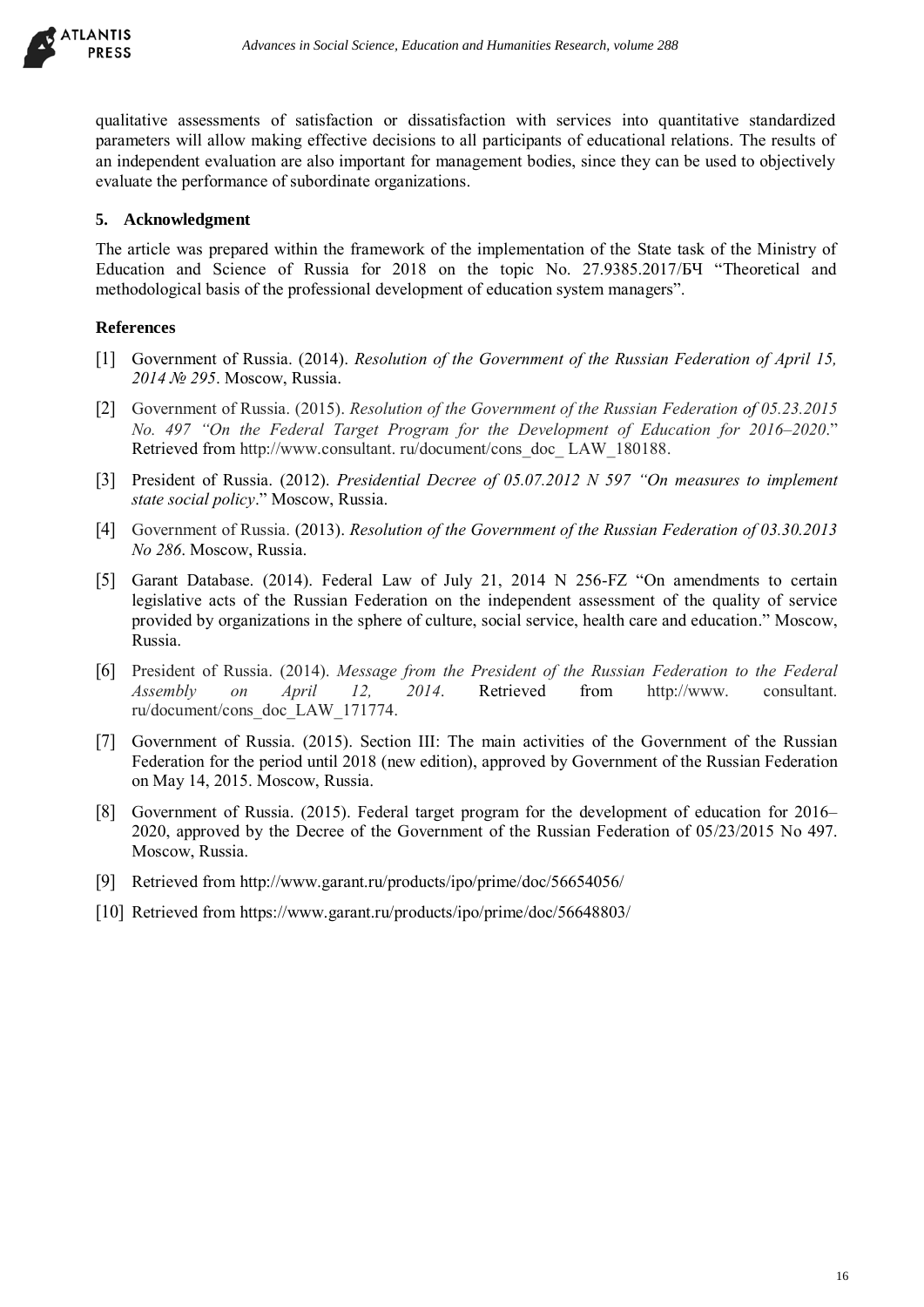qualitative assessments of satisfaction or dissatisfaction with services into quantitative standardized parameters will allow making effective decisions to all participants of educational relations. The results of an independent evaluation are also important for management bodies, since they can be used to objectively evaluate the performance of subordinate organizations.

## 5. Acknowledgment

The article was prepared within the framework of the implementation of the State task of the Ministry of Education and Science of Russia for 2018 on the topic No. 27.9385.2017/БЧ "Theoretical and methodological basis of the professional development of education system managers".

## References

[1] Government of Russia. (2014). *Resolution of the Government of the Russian Federation of April 15, 2014 № 295*. Moscow, Russia.

[2] Government of Russia. (2015). *Resolution of the Government of the Russian Federation of 05.23.2015 No. 497 "On the Federal Target Program for the Development of Education for 2016–2020*." Retrieved from http://www.consultant. ru/document/cons_doc_ LAW_180188.

[3] President of Russia. (2012). *Presidential Decree of 05.07.2012 N 597 "On measures to implement state social policy*." Moscow, Russia.

[4] Government of Russia. (2013). *Resolution of the Government of the Russian Federation of 03.30.2013 No 286*. Moscow, Russia.

[5] Garant Database. (2014). Federal Law of July 21, 2014 N 256-FZ "On amendments to certain legislative acts of the Russian Federation on the independent assessment of the quality of service provided by organizations in the sphere of culture, social service, health care and education." Moscow, Russia.

[6] President of Russia. (2014). *Message from the President of the Russian Federation to the Federal Assembly on April 12, 2014*. Retrieved from http://www. consultant. ru/document/cons_doc_LAW_171774.

[7] Government of Russia. (2015). Section III: The main activities of the Government of the Russian Federation for the period until 2018 (new edition), approved by Government of the Russian Federation on May 14, 2015. Moscow, Russia.

[8] Government of Russia. (2015). Federal target program for the development of education for 2016–2020, approved by the Decree of the Government of the Russian Federation of 05/23/2015 No 497. Moscow, Russia.

[9] Retrieved from http://www.garant.ru/products/ipo/prime/doc/56654056/

[10] Retrieved from https://www.garant.ru/products/ipo/prime/doc/56648803/